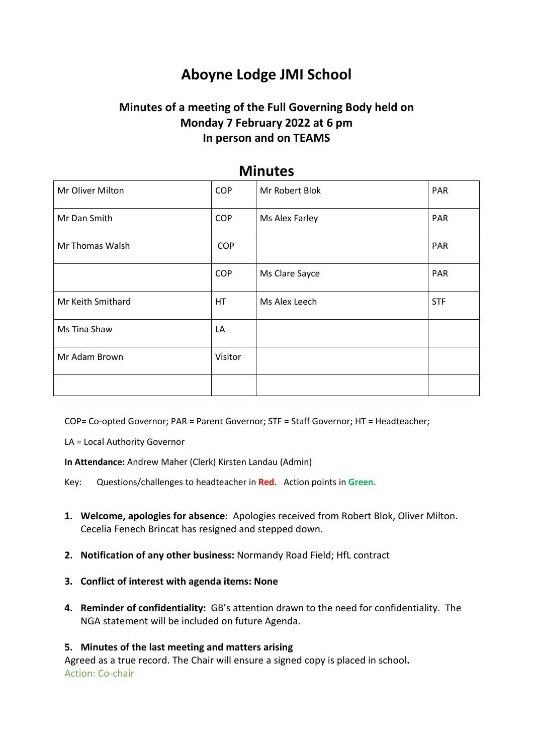# Aboyne Lodge JMI School

## Minutes of a meeting of the Full Governing Body held on Monday 7 February 2022 at 6 pm In person and on TEAMS

## Minutes

| | | | |
|---|---|---|---|
| Mr Oliver Milton | COP | Mr Robert Blok | PAR |
| Mr Dan Smith | COP | Ms Alex Farley | PAR |
| Mr Thomas Walsh | COP | | PAR |
| | COP | Ms Clare Sayce | PAR |
| Mr Keith Smithard | HT | Ms Alex Leech | STF |
| Ms Tina Shaw | LA | | |
| Mr Adam Brown | Visitor | | |
| | | | |

COP= Co-opted Governor; PAR = Parent Governor; STF = Staff Governor; HT = Headteacher;

LA = Local Authority Governor

**In Attendance:** Andrew Maher (Clerk) Kirsten Landau (Admin)

Key: Questions/challenges to headteacher in **Red.** Action points in **Green.**

1. **Welcome, apologies for absence**: Apologies received from Robert Blok, Oliver Milton. Cecelia Fenech Brincat has resigned and stepped down.

2. **Notification of any other business:** Normandy Road Field; HfL contract

3. **Conflict of interest with agenda items: None**

4. **Reminder of confidentiality:** GB's attention drawn to the need for confidentiality. The NGA statement will be included on future Agenda.

5. **Minutes of the last meeting and matters arising**

Agreed as a true record. The Chair will ensure a signed copy is placed in school.

Action: Co-chair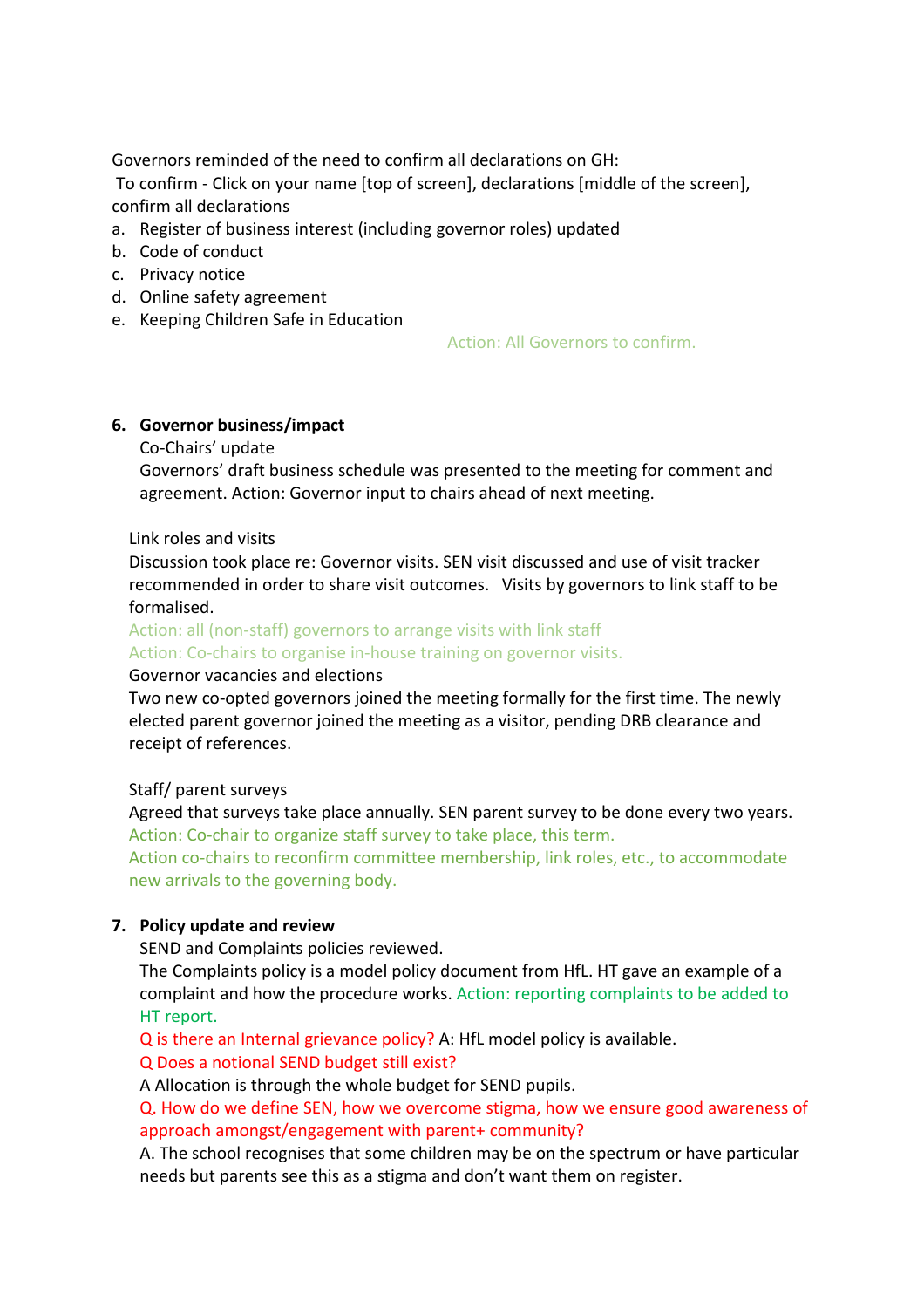Governors reminded of the need to confirm all declarations on GH:

To confirm - Click on your name [top of screen], declarations [middle of the screen], confirm all declarations

a. Register of business interest (including governor roles) updated
b. Code of conduct
c. Privacy notice
d. Online safety agreement
e. Keeping Children Safe in Education

Action: All Governors to confirm.

6. **Governor business/impact**

Co-Chairs' update

Governors' draft business schedule was presented to the meeting for comment and agreement. Action: Governor input to chairs ahead of next meeting.

Link roles and visits

Discussion took place re: Governor visits. SEN visit discussed and use of visit tracker recommended in order to share visit outcomes. Visits by governors to link staff to be formalised.

Action: all (non-staff) governors to arrange visits with link staff

Action: Co-chairs to organise in-house training on governor visits.

Governor vacancies and elections

Two new co-opted governors joined the meeting formally for the first time. The newly elected parent governor joined the meeting as a visitor, pending DRB clearance and receipt of references.

Staff/ parent surveys

Agreed that surveys take place annually. SEN parent survey to be done every two years.

Action: Co-chair to organize staff survey to take place, this term.

Action co-chairs to reconfirm committee membership, link roles, etc., to accommodate new arrivals to the governing body.

7. **Policy update and review**

SEND and Complaints policies reviewed.

The Complaints policy is a model policy document from HfL. HT gave an example of a complaint and how the procedure works. Action: reporting complaints to be added to HT report.

Q is there an Internal grievance policy? A: HfL model policy is available.

Q Does a notional SEND budget still exist?

A Allocation is through the whole budget for SEND pupils.

Q. How do we define SEN, how we overcome stigma, how we ensure good awareness of approach amongst/engagement with parent+ community?

A. The school recognises that some children may be on the spectrum or have particular needs but parents see this as a stigma and don't want them on register.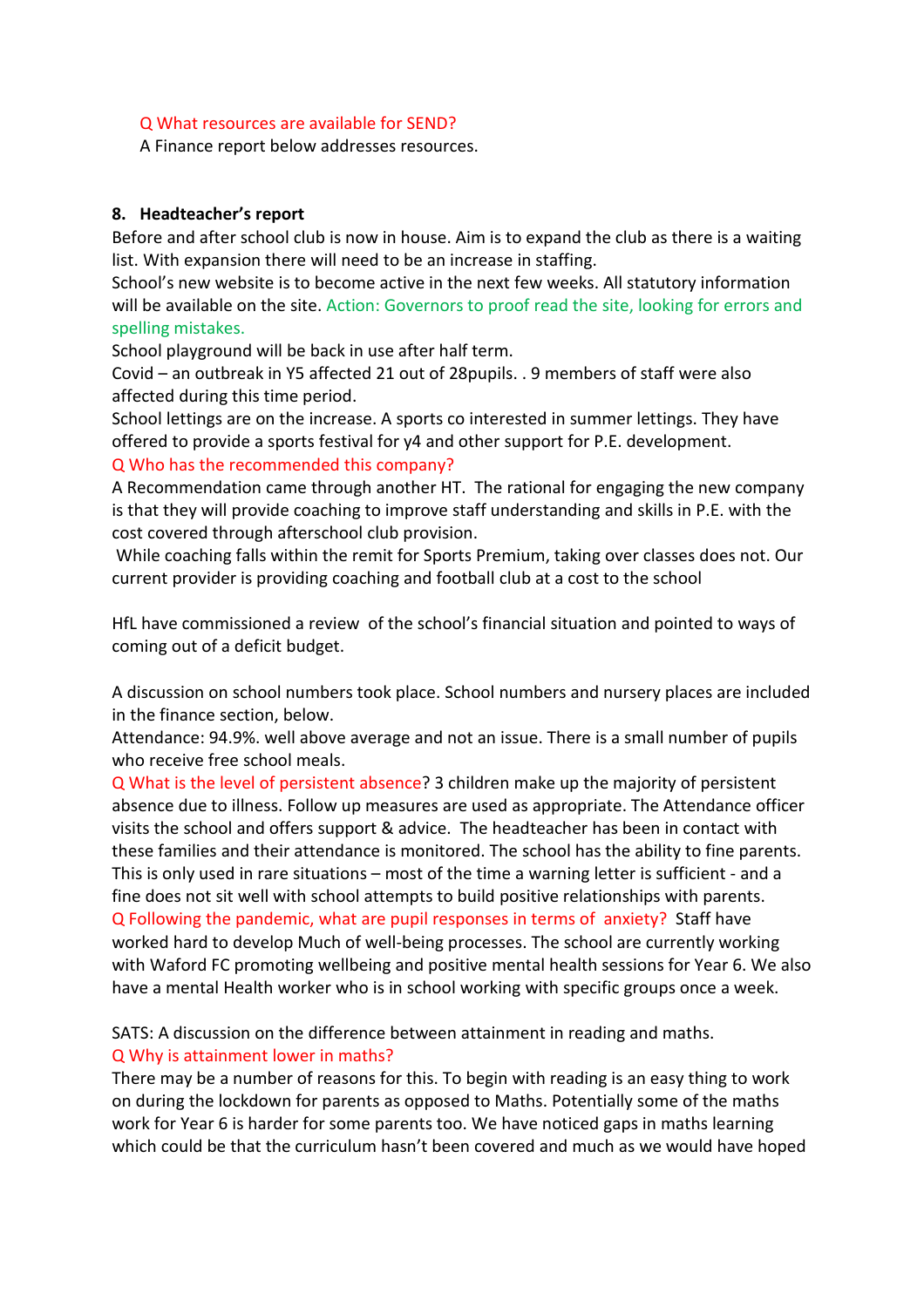Q What resources are available for SEND?
A Finance report below addresses resources.

**8. Headteacher's report**

Before and after school club is now in house. Aim is to expand the club as there is a waiting list. With expansion there will need to be an increase in staffing.
School's new website is to become active in the next few weeks. All statutory information will be available on the site. Action: Governors to proof read the site, looking for errors and spelling mistakes.
School playground will be back in use after half term.
Covid – an outbreak in Y5 affected 21 out of 28pupils. . 9 members of staff were also affected during this time period.
School lettings are on the increase. A sports co interested in summer lettings. They have offered to provide a sports festival for y4 and other support for P.E. development.
Q Who has the recommended this company?
A Recommendation came through another HT. The rational for engaging the new company is that they will provide coaching to improve staff understanding and skills in P.E. with the cost covered through afterschool club provision.
While coaching falls within the remit for Sports Premium, taking over classes does not. Our current provider is providing coaching and football club at a cost to the school

HfL have commissioned a review of the school's financial situation and pointed to ways of coming out of a deficit budget.

A discussion on school numbers took place. School numbers and nursery places are included in the finance section, below.
Attendance: 94.9%. well above average and not an issue. There is a small number of pupils who receive free school meals.
Q What is the level of persistent absence? 3 children make up the majority of persistent absence due to illness. Follow up measures are used as appropriate. The Attendance officer visits the school and offers support & advice. The headteacher has been in contact with these families and their attendance is monitored. The school has the ability to fine parents. This is only used in rare situations – most of the time a warning letter is sufficient - and a fine does not sit well with school attempts to build positive relationships with parents.
Q Following the pandemic, what are pupil responses in terms of anxiety? Staff have worked hard to develop Much of well-being processes. The school are currently working with Waford FC promoting wellbeing and positive mental health sessions for Year 6. We also have a mental Health worker who is in school working with specific groups once a week.

SATS: A discussion on the difference between attainment in reading and maths.
Q Why is attainment lower in maths?
There may be a number of reasons for this. To begin with reading is an easy thing to work on during the lockdown for parents as opposed to Maths. Potentially some of the maths work for Year 6 is harder for some parents too. We have noticed gaps in maths learning which could be that the curriculum hasn't been covered and much as we would have hoped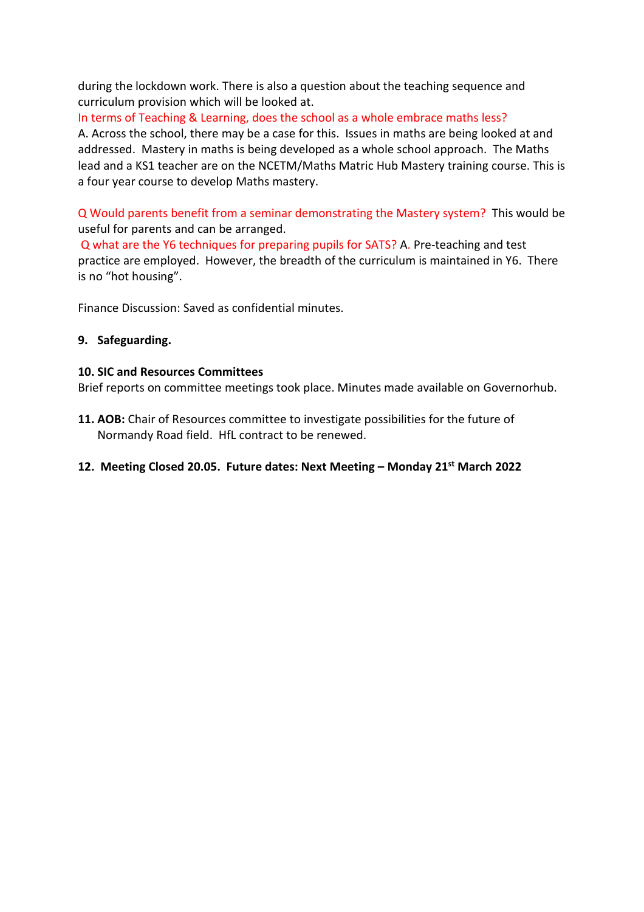during the lockdown work. There is also a question about the teaching sequence and curriculum provision which will be looked at.

In terms of Teaching & Learning, does the school as a whole embrace maths less?

A. Across the school, there may be a case for this. Issues in maths are being looked at and addressed. Mastery in maths is being developed as a whole school approach. The Maths lead and a KS1 teacher are on the NCETM/Maths Matric Hub Mastery training course. This is a four year course to develop Maths mastery.

Q Would parents benefit from a seminar demonstrating the Mastery system? This would be useful for parents and can be arranged.

Q what are the Y6 techniques for preparing pupils for SATS? A. Pre-teaching and test practice are employed. However, the breadth of the curriculum is maintained in Y6. There is no "hot housing".

Finance Discussion: Saved as confidential minutes.

**9. Safeguarding.**

**10. SIC and Resources Committees**

Brief reports on committee meetings took place. Minutes made available on Governorhub.

**11. AOB:** Chair of Resources committee to investigate possibilities for the future of Normandy Road field. HfL contract to be renewed.

**12. Meeting Closed 20.05. Future dates: Next Meeting – Monday 21st March 2022**